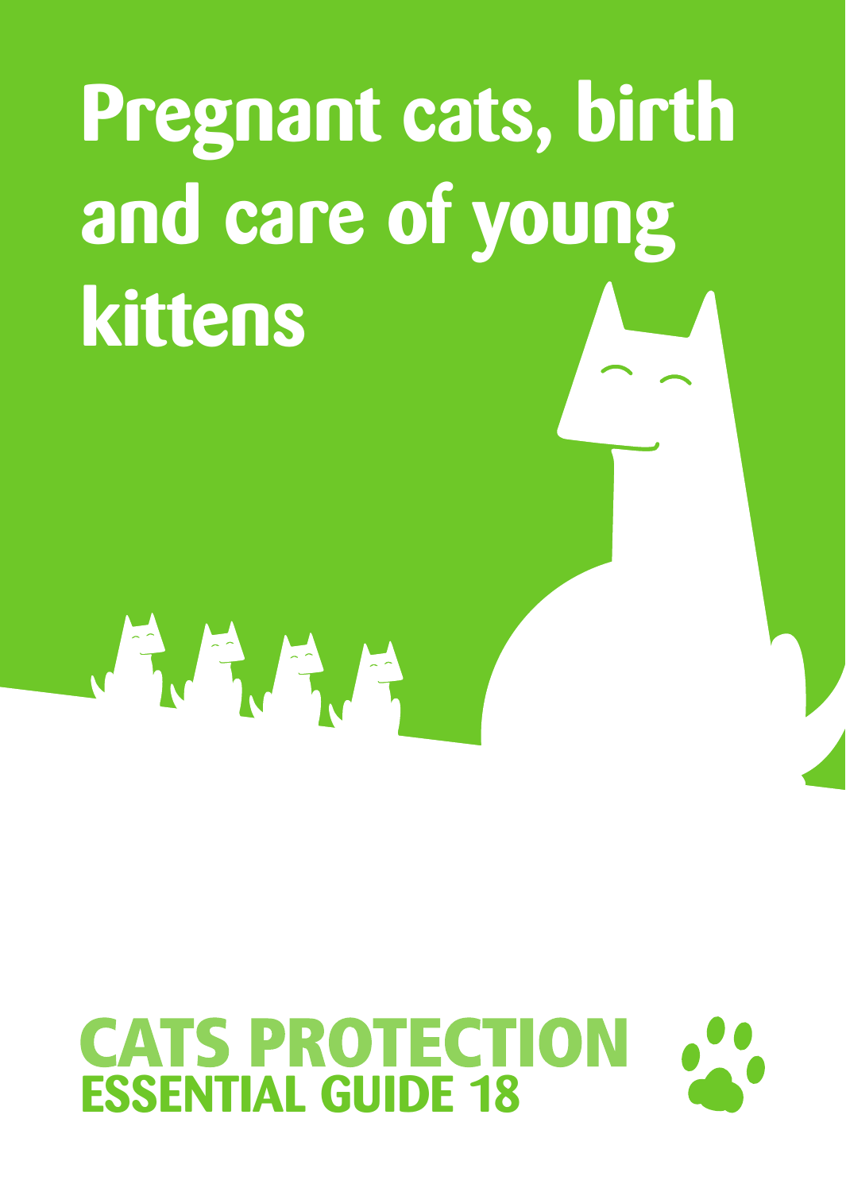# Pregnant cats, birth and care of young kittens

CATS PROTECTION
ESSENTIAL GUIDE 18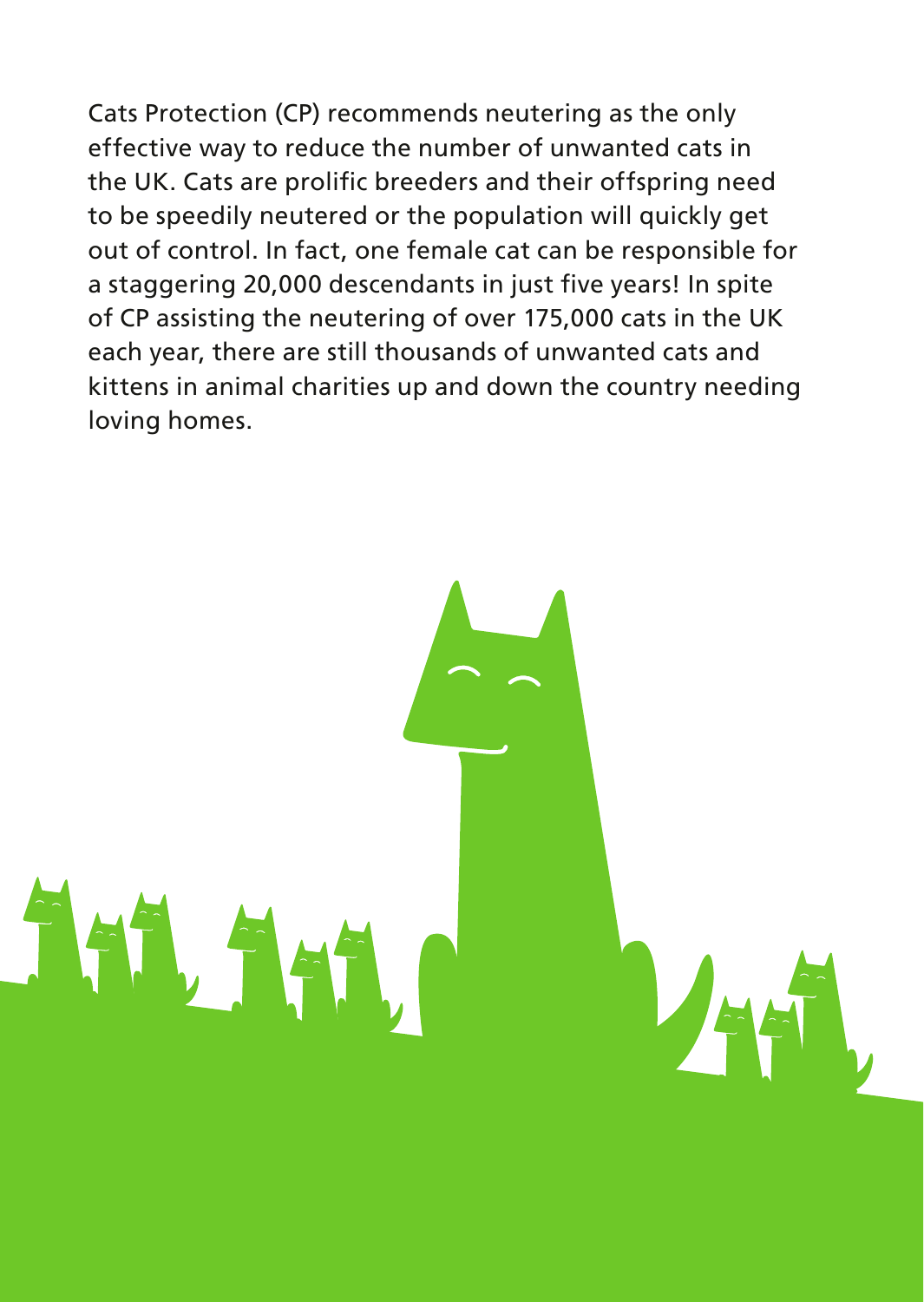Cats Protection (CP) recommends neutering as the only effective way to reduce the number of unwanted cats in the UK. Cats are prolific breeders and their offspring need to be speedily neutered or the population will quickly get out of control. In fact, one female cat can be responsible for a staggering 20,000 descendants in just five years! In spite of CP assisting the neutering of over 175,000 cats in the UK each year, there are still thousands of unwanted cats and kittens in animal charities up and down the country needing loving homes.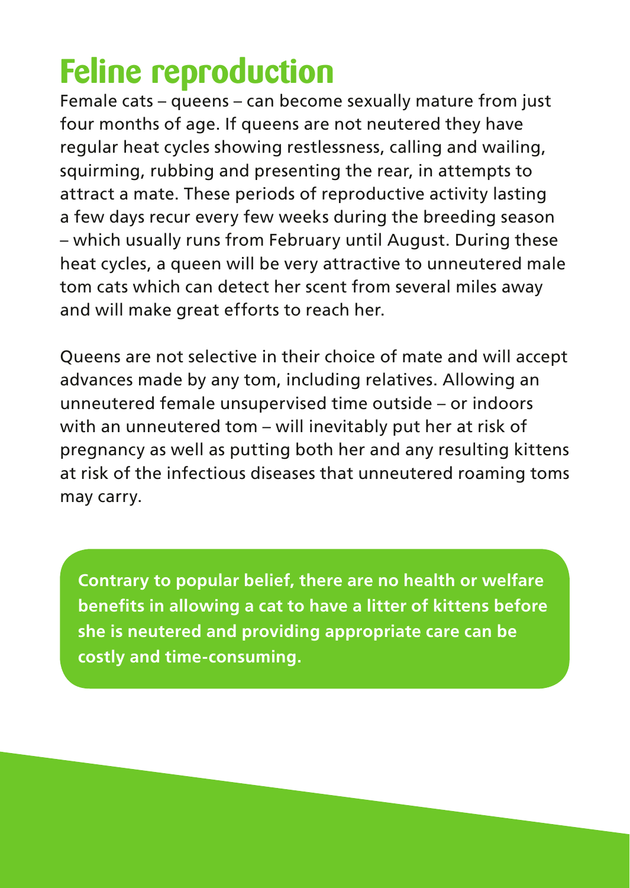# Feline reproduction

Female cats – queens – can become sexually mature from just four months of age. If queens are not neutered they have regular heat cycles showing restlessness, calling and wailing, squirming, rubbing and presenting the rear, in attempts to attract a mate. These periods of reproductive activity lasting a few days recur every few weeks during the breeding season – which usually runs from February until August. During these heat cycles, a queen will be very attractive to unneutered male tom cats which can detect her scent from several miles away and will make great efforts to reach her.

Queens are not selective in their choice of mate and will accept advances made by any tom, including relatives. Allowing an unneutered female unsupervised time outside – or indoors with an unneutered tom – will inevitably put her at risk of pregnancy as well as putting both her and any resulting kittens at risk of the infectious diseases that unneutered roaming toms may carry.

**Contrary to popular belief, there are no health or welfare benefits in allowing a cat to have a litter of kittens before she is neutered and providing appropriate care can be costly and time-consuming.**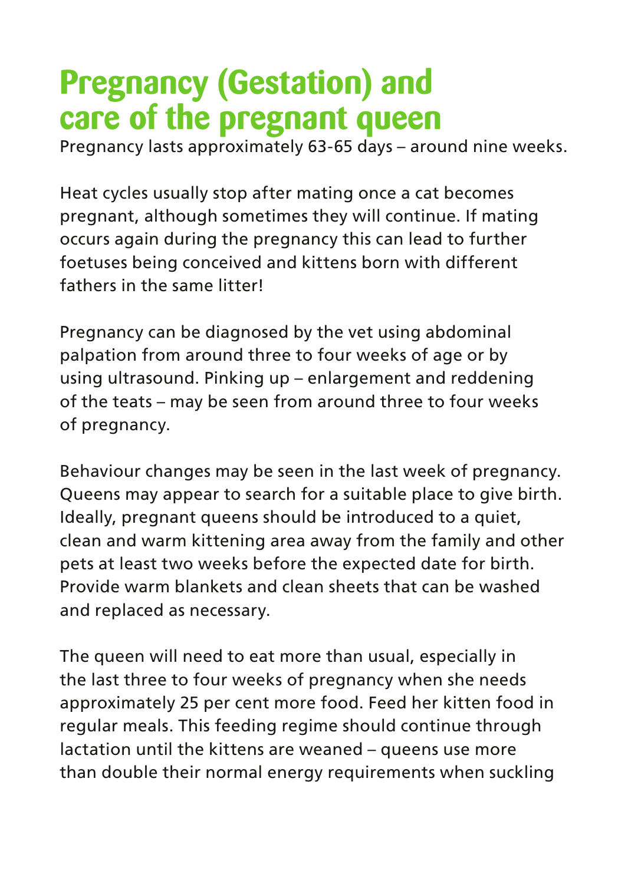# Pregnancy (Gestation) and care of the pregnant queen

Pregnancy lasts approximately 63-65 days – around nine weeks.

Heat cycles usually stop after mating once a cat becomes pregnant, although sometimes they will continue. If mating occurs again during the pregnancy this can lead to further foetuses being conceived and kittens born with different fathers in the same litter!

Pregnancy can be diagnosed by the vet using abdominal palpation from around three to four weeks of age or by using ultrasound. Pinking up – enlargement and reddening of the teats – may be seen from around three to four weeks of pregnancy.

Behaviour changes may be seen in the last week of pregnancy. Queens may appear to search for a suitable place to give birth. Ideally, pregnant queens should be introduced to a quiet, clean and warm kittening area away from the family and other pets at least two weeks before the expected date for birth. Provide warm blankets and clean sheets that can be washed and replaced as necessary.

The queen will need to eat more than usual, especially in the last three to four weeks of pregnancy when she needs approximately 25 per cent more food. Feed her kitten food in regular meals. This feeding regime should continue through lactation until the kittens are weaned – queens use more than double their normal energy requirements when suckling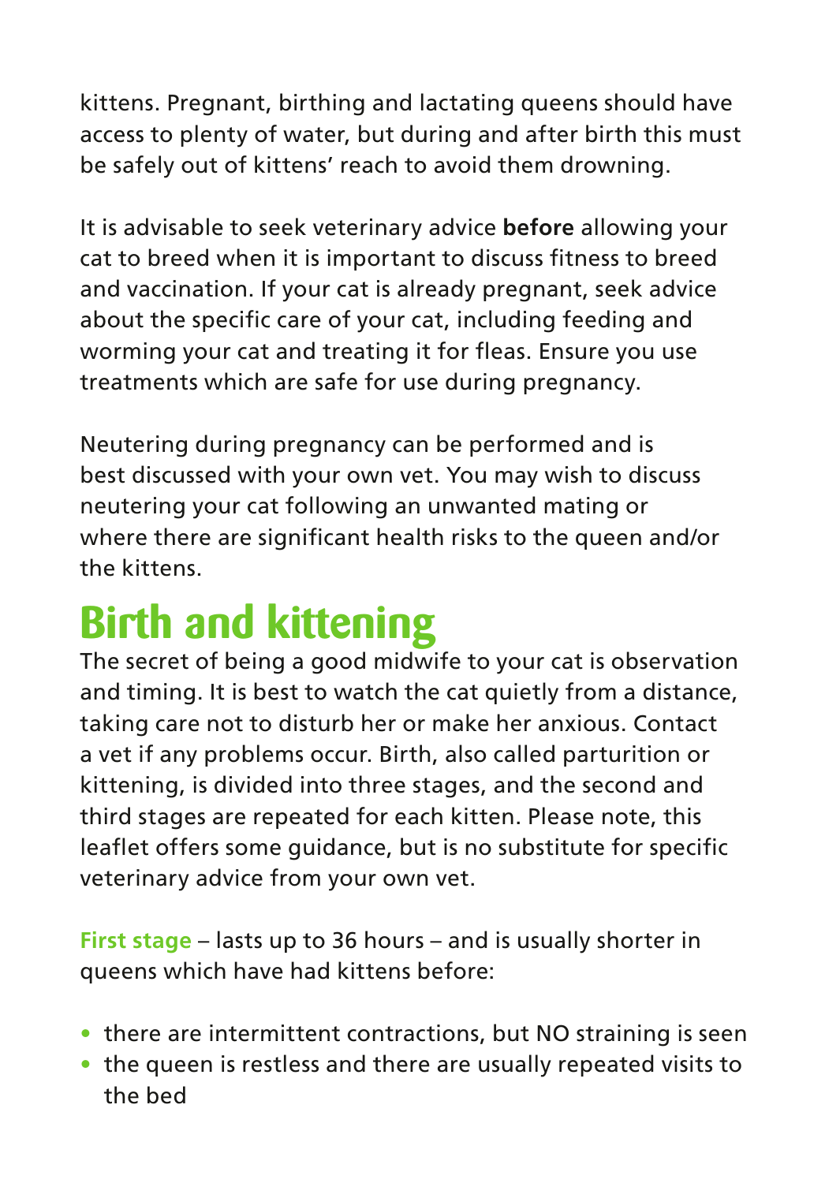kittens. Pregnant, birthing and lactating queens should have access to plenty of water, but during and after birth this must be safely out of kittens' reach to avoid them drowning.

It is advisable to seek veterinary advice **before** allowing your cat to breed when it is important to discuss fitness to breed and vaccination. If your cat is already pregnant, seek advice about the specific care of your cat, including feeding and worming your cat and treating it for fleas. Ensure you use treatments which are safe for use during pregnancy.

Neutering during pregnancy can be performed and is best discussed with your own vet. You may wish to discuss neutering your cat following an unwanted mating or where there are significant health risks to the queen and/or the kittens.

# Birth and kittening

The secret of being a good midwife to your cat is observation and timing. It is best to watch the cat quietly from a distance, taking care not to disturb her or make her anxious. Contact a vet if any problems occur. Birth, also called parturition or kittening, is divided into three stages, and the second and third stages are repeated for each kitten. Please note, this leaflet offers some guidance, but is no substitute for specific veterinary advice from your own vet.

**First stage** – lasts up to 36 hours – and is usually shorter in queens which have had kittens before:

- there are intermittent contractions, but NO straining is seen
- the queen is restless and there are usually repeated visits to the bed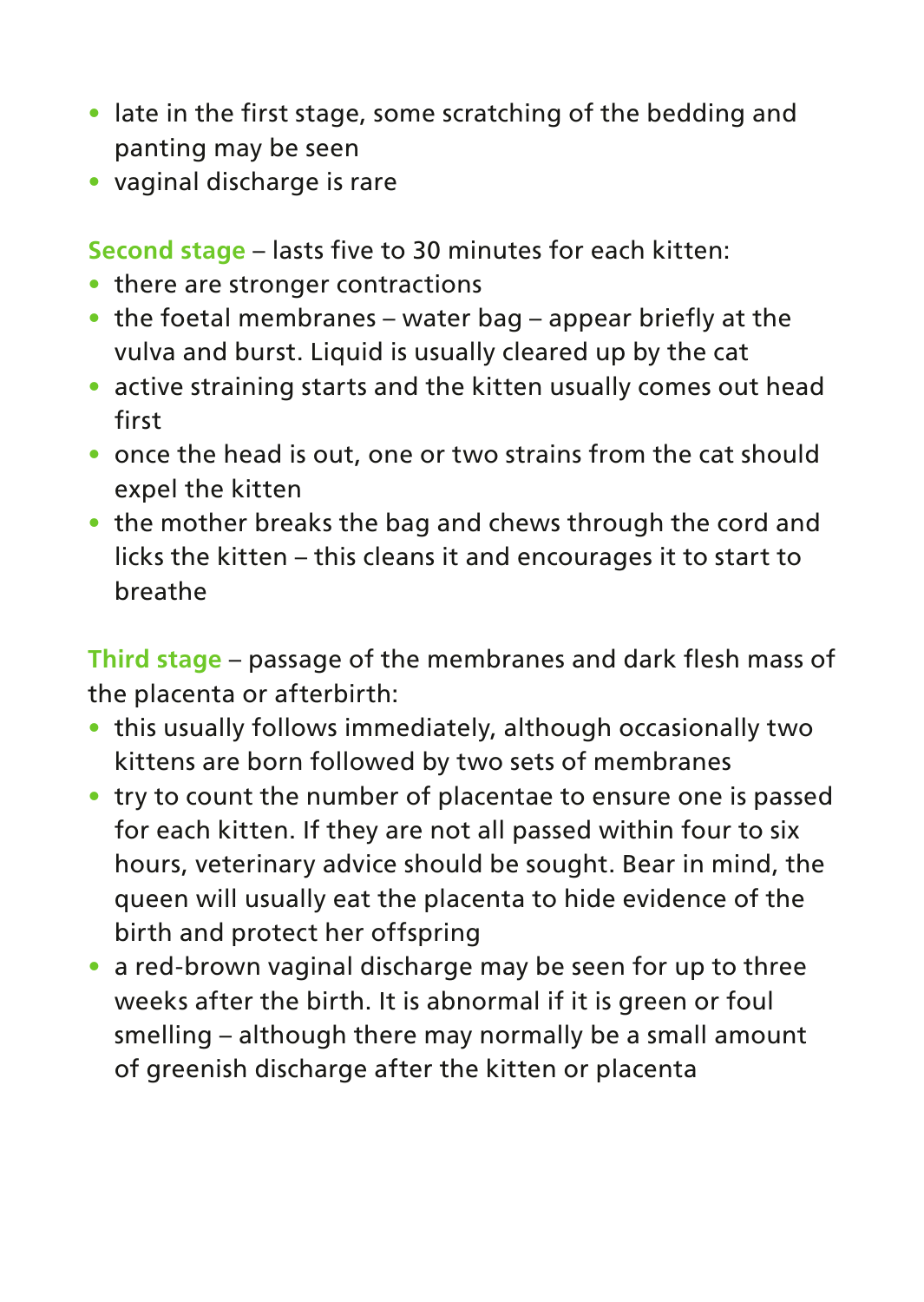- late in the first stage, some scratching of the bedding and panting may be seen
- vaginal discharge is rare

**Second stage** – lasts five to 30 minutes for each kitten:

- there are stronger contractions
- the foetal membranes – water bag – appear briefly at the vulva and burst. Liquid is usually cleared up by the cat
- active straining starts and the kitten usually comes out head first
- once the head is out, one or two strains from the cat should expel the kitten
- the mother breaks the bag and chews through the cord and licks the kitten – this cleans it and encourages it to start to breathe

**Third stage** – passage of the membranes and dark flesh mass of the placenta or afterbirth:

- this usually follows immediately, although occasionally two kittens are born followed by two sets of membranes
- try to count the number of placentae to ensure one is passed for each kitten. If they are not all passed within four to six hours, veterinary advice should be sought. Bear in mind, the queen will usually eat the placenta to hide evidence of the birth and protect her offspring
- a red-brown vaginal discharge may be seen for up to three weeks after the birth. It is abnormal if it is green or foul smelling – although there may normally be a small amount of greenish discharge after the kitten or placenta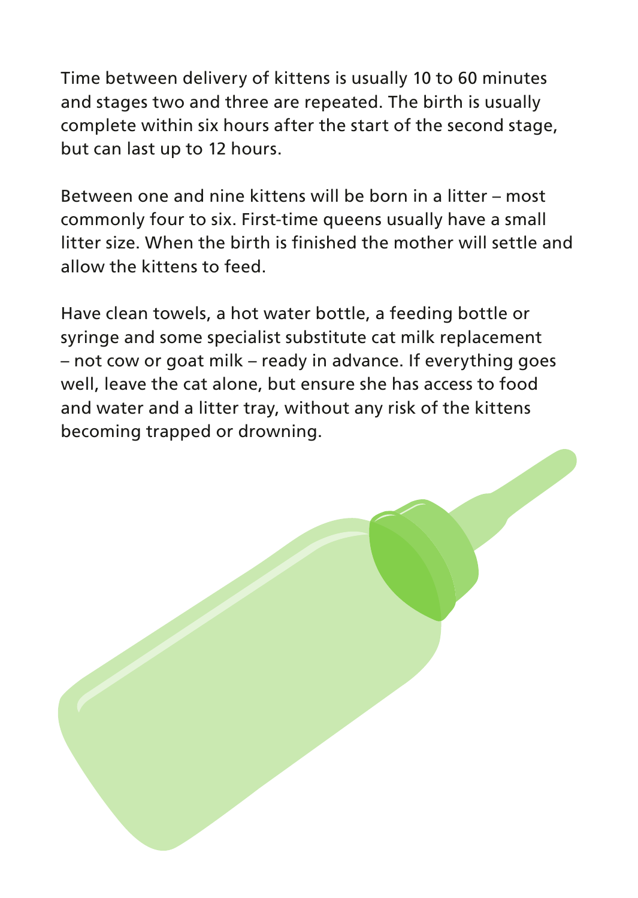Time between delivery of kittens is usually 10 to 60 minutes and stages two and three are repeated. The birth is usually complete within six hours after the start of the second stage, but can last up to 12 hours.

Between one and nine kittens will be born in a litter – most commonly four to six. First-time queens usually have a small litter size. When the birth is finished the mother will settle and allow the kittens to feed.

Have clean towels, a hot water bottle, a feeding bottle or syringe and some specialist substitute cat milk replacement – not cow or goat milk – ready in advance. If everything goes well, leave the cat alone, but ensure she has access to food and water and a litter tray, without any risk of the kittens becoming trapped or drowning.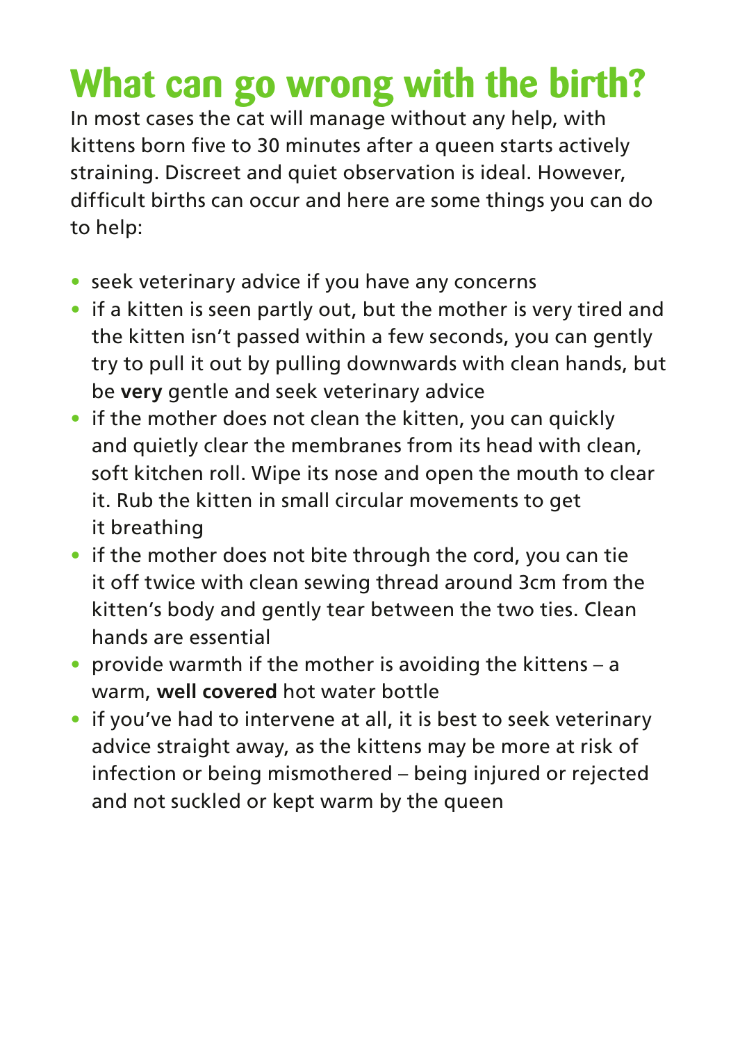# What can go wrong with the birth?

In most cases the cat will manage without any help, with kittens born five to 30 minutes after a queen starts actively straining. Discreet and quiet observation is ideal. However, difficult births can occur and here are some things you can do to help:

- seek veterinary advice if you have any concerns
- if a kitten is seen partly out, but the mother is very tired and the kitten isn't passed within a few seconds, you can gently try to pull it out by pulling downwards with clean hands, but be **very** gentle and seek veterinary advice
- if the mother does not clean the kitten, you can quickly and quietly clear the membranes from its head with clean, soft kitchen roll. Wipe its nose and open the mouth to clear it. Rub the kitten in small circular movements to get it breathing
- if the mother does not bite through the cord, you can tie it off twice with clean sewing thread around 3cm from the kitten's body and gently tear between the two ties. Clean hands are essential
- provide warmth if the mother is avoiding the kittens – a warm, **well covered** hot water bottle
- if you've had to intervene at all, it is best to seek veterinary advice straight away, as the kittens may be more at risk of infection or being mismothered – being injured or rejected and not suckled or kept warm by the queen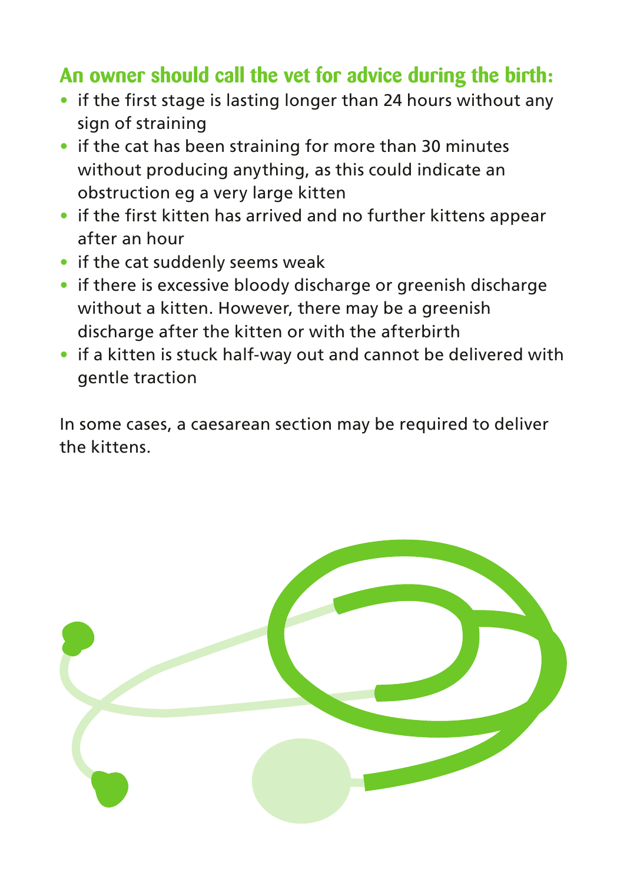## An owner should call the vet for advice during the birth:

- if the first stage is lasting longer than 24 hours without any sign of straining
- if the cat has been straining for more than 30 minutes without producing anything, as this could indicate an obstruction eg a very large kitten
- if the first kitten has arrived and no further kittens appear after an hour
- if the cat suddenly seems weak
- if there is excessive bloody discharge or greenish discharge without a kitten. However, there may be a greenish discharge after the kitten or with the afterbirth
- if a kitten is stuck half-way out and cannot be delivered with gentle traction

In some cases, a caesarean section may be required to deliver the kittens.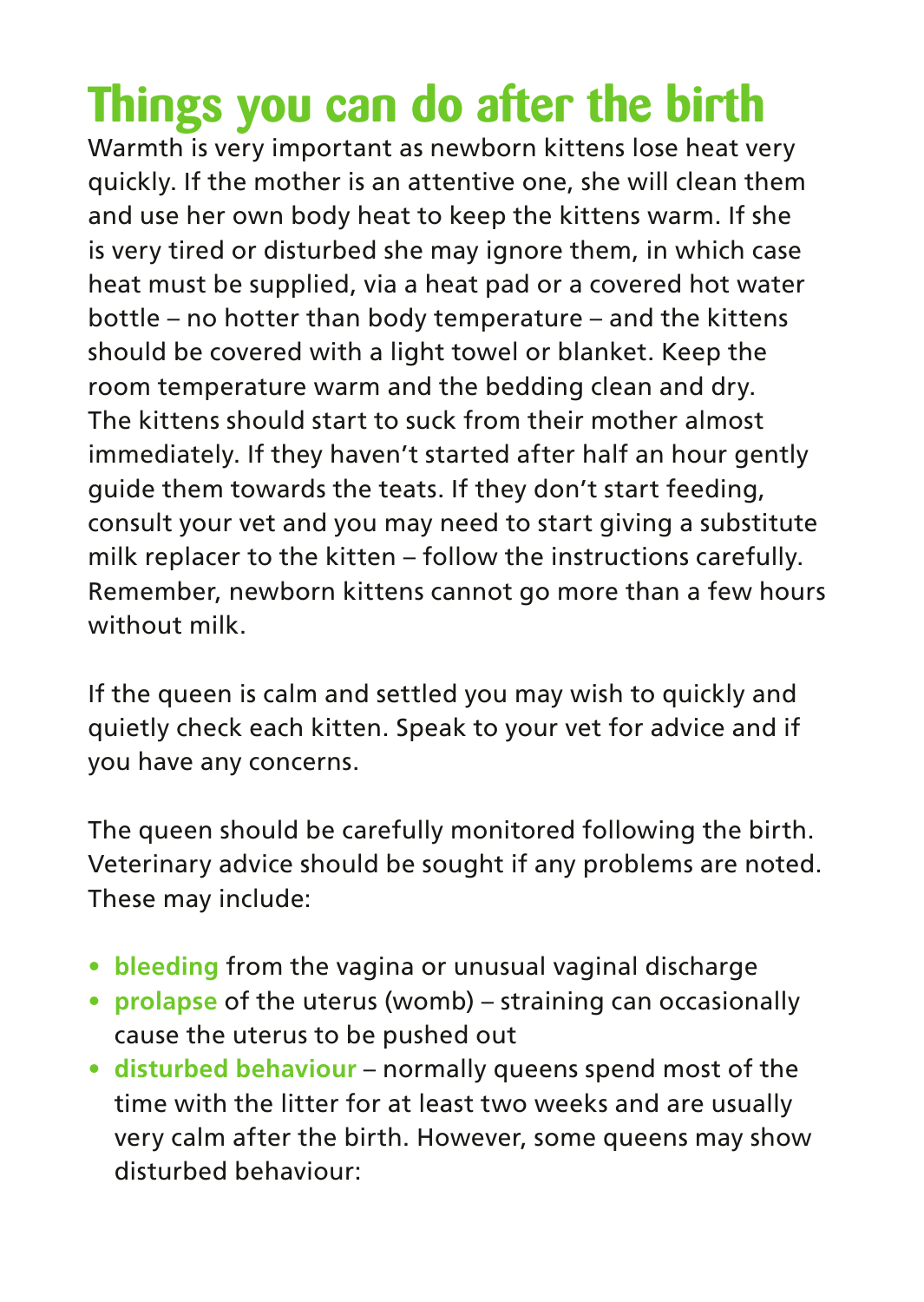# Things you can do after the birth

Warmth is very important as newborn kittens lose heat very quickly. If the mother is an attentive one, she will clean them and use her own body heat to keep the kittens warm. If she is very tired or disturbed she may ignore them, in which case heat must be supplied, via a heat pad or a covered hot water bottle – no hotter than body temperature – and the kittens should be covered with a light towel or blanket. Keep the room temperature warm and the bedding clean and dry. The kittens should start to suck from their mother almost immediately. If they haven't started after half an hour gently guide them towards the teats. If they don't start feeding, consult your vet and you may need to start giving a substitute milk replacer to the kitten – follow the instructions carefully. Remember, newborn kittens cannot go more than a few hours without milk.

If the queen is calm and settled you may wish to quickly and quietly check each kitten. Speak to your vet for advice and if you have any concerns.

The queen should be carefully monitored following the birth. Veterinary advice should be sought if any problems are noted. These may include:

- **bleeding** from the vagina or unusual vaginal discharge
- **prolapse** of the uterus (womb) – straining can occasionally cause the uterus to be pushed out
- **disturbed behaviour** – normally queens spend most of the time with the litter for at least two weeks and are usually very calm after the birth. However, some queens may show disturbed behaviour: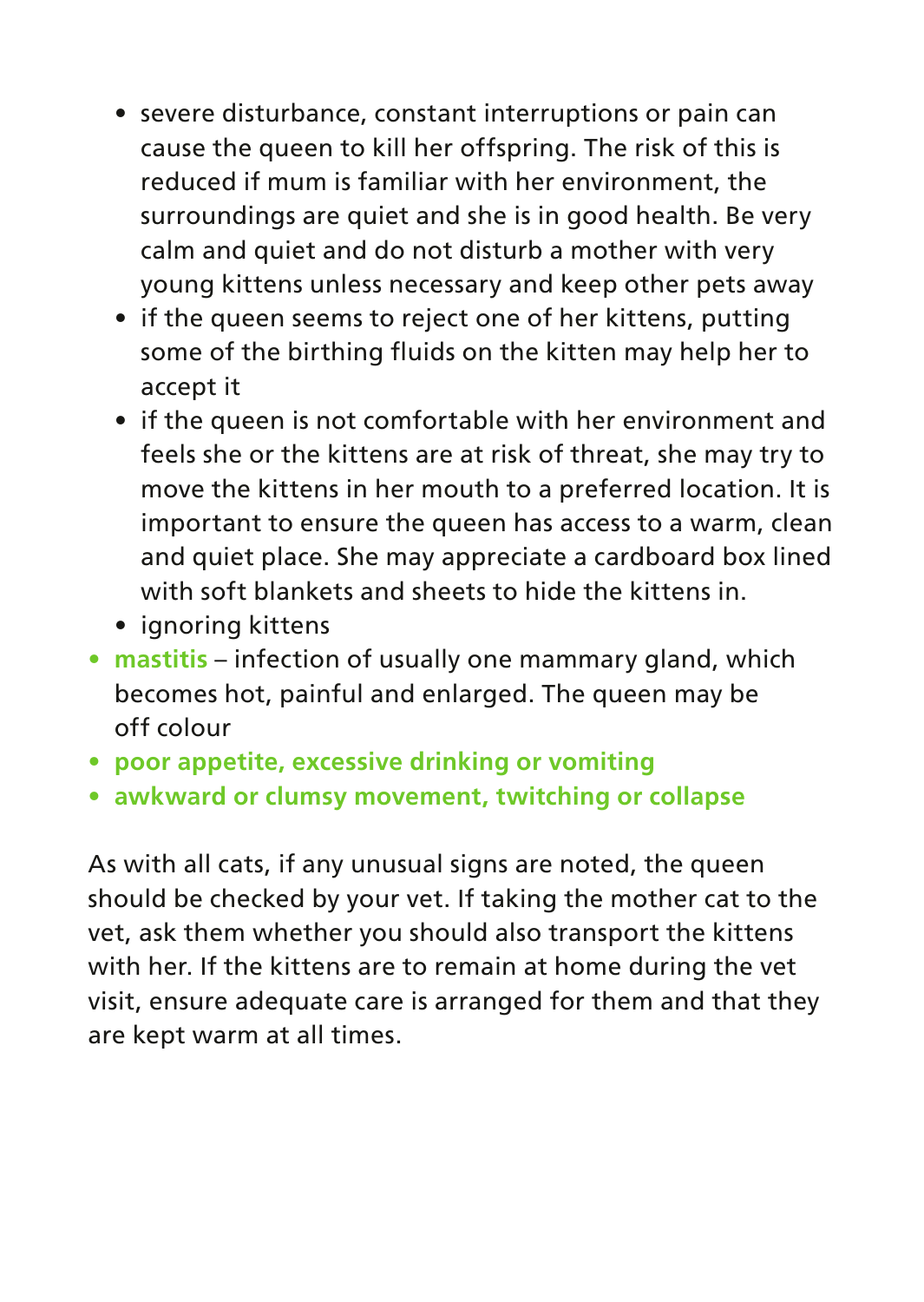- severe disturbance, constant interruptions or pain can cause the queen to kill her offspring. The risk of this is reduced if mum is familiar with her environment, the surroundings are quiet and she is in good health. Be very calm and quiet and do not disturb a mother with very young kittens unless necessary and keep other pets away
  - if the queen seems to reject one of her kittens, putting some of the birthing fluids on the kitten may help her to accept it
  - if the queen is not comfortable with her environment and feels she or the kittens are at risk of threat, she may try to move the kittens in her mouth to a preferred location. It is important to ensure the queen has access to a warm, clean and quiet place. She may appreciate a cardboard box lined with soft blankets and sheets to hide the kittens in.
  - ignoring kittens
- **mastitis** – infection of usually one mammary gland, which becomes hot, painful and enlarged. The queen may be off colour
- **poor appetite, excessive drinking or vomiting**
- **awkward or clumsy movement, twitching or collapse**

As with all cats, if any unusual signs are noted, the queen should be checked by your vet. If taking the mother cat to the vet, ask them whether you should also transport the kittens with her. If the kittens are to remain at home during the vet visit, ensure adequate care is arranged for them and that they are kept warm at all times.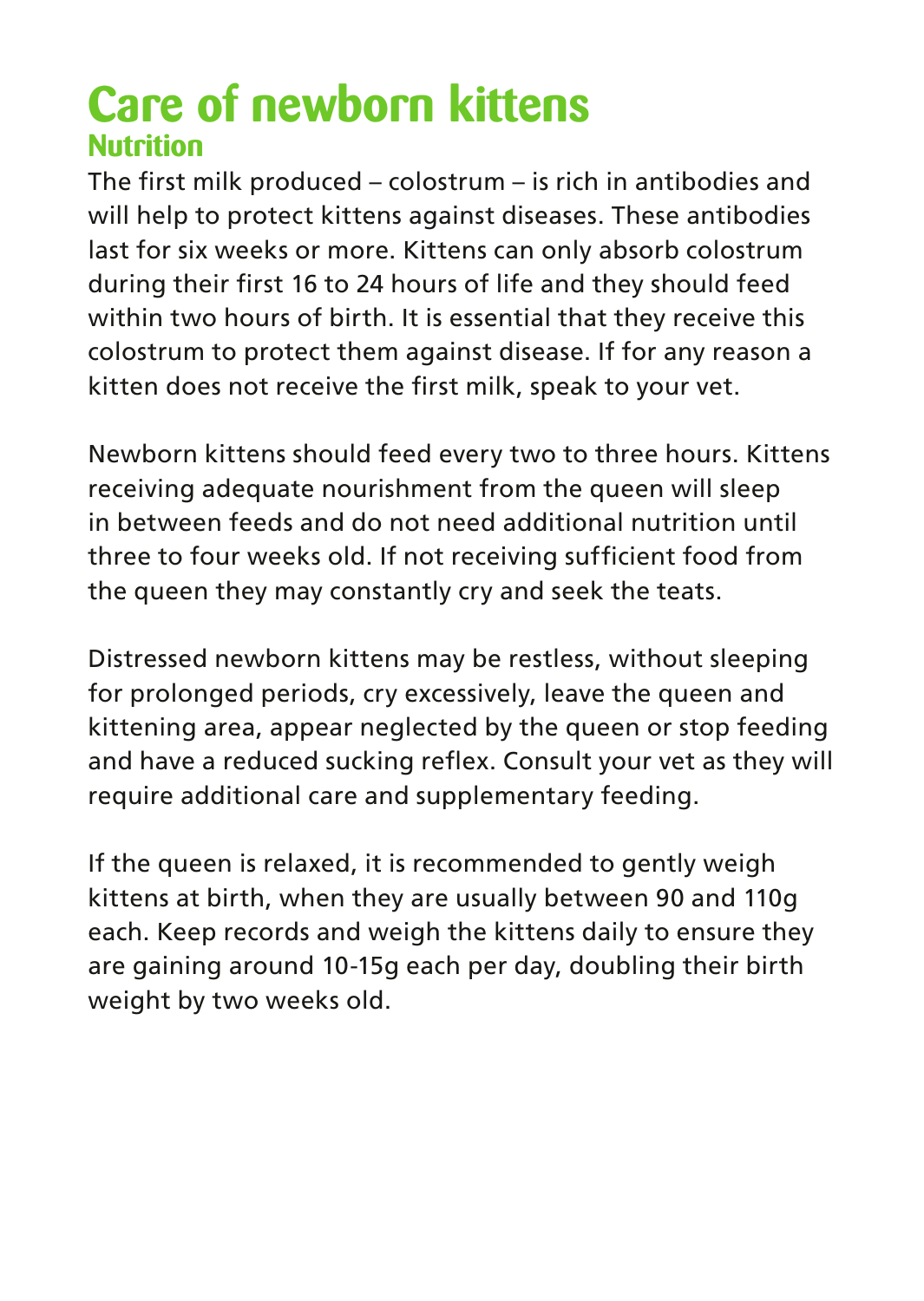# Care of newborn kittens

## Nutrition

The first milk produced – colostrum – is rich in antibodies and will help to protect kittens against diseases. These antibodies last for six weeks or more. Kittens can only absorb colostrum during their first 16 to 24 hours of life and they should feed within two hours of birth. It is essential that they receive this colostrum to protect them against disease. If for any reason a kitten does not receive the first milk, speak to your vet.

Newborn kittens should feed every two to three hours. Kittens receiving adequate nourishment from the queen will sleep in between feeds and do not need additional nutrition until three to four weeks old. If not receiving sufficient food from the queen they may constantly cry and seek the teats.

Distressed newborn kittens may be restless, without sleeping for prolonged periods, cry excessively, leave the queen and kittening area, appear neglected by the queen or stop feeding and have a reduced sucking reflex. Consult your vet as they will require additional care and supplementary feeding.

If the queen is relaxed, it is recommended to gently weigh kittens at birth, when they are usually between 90 and 110g each. Keep records and weigh the kittens daily to ensure they are gaining around 10-15g each per day, doubling their birth weight by two weeks old.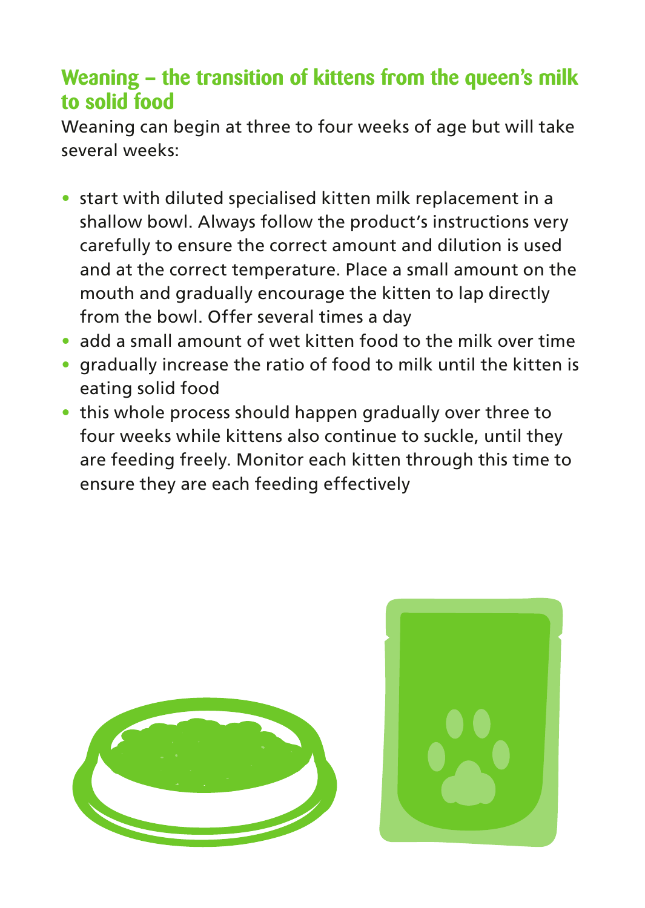## Weaning – the transition of kittens from the queen's milk to solid food

Weaning can begin at three to four weeks of age but will take several weeks:

- start with diluted specialised kitten milk replacement in a shallow bowl. Always follow the product's instructions very carefully to ensure the correct amount and dilution is used and at the correct temperature. Place a small amount on the mouth and gradually encourage the kitten to lap directly from the bowl. Offer several times a day
- add a small amount of wet kitten food to the milk over time
- gradually increase the ratio of food to milk until the kitten is eating solid food
- this whole process should happen gradually over three to four weeks while kittens also continue to suckle, until they are feeding freely. Monitor each kitten through this time to ensure they are each feeding effectively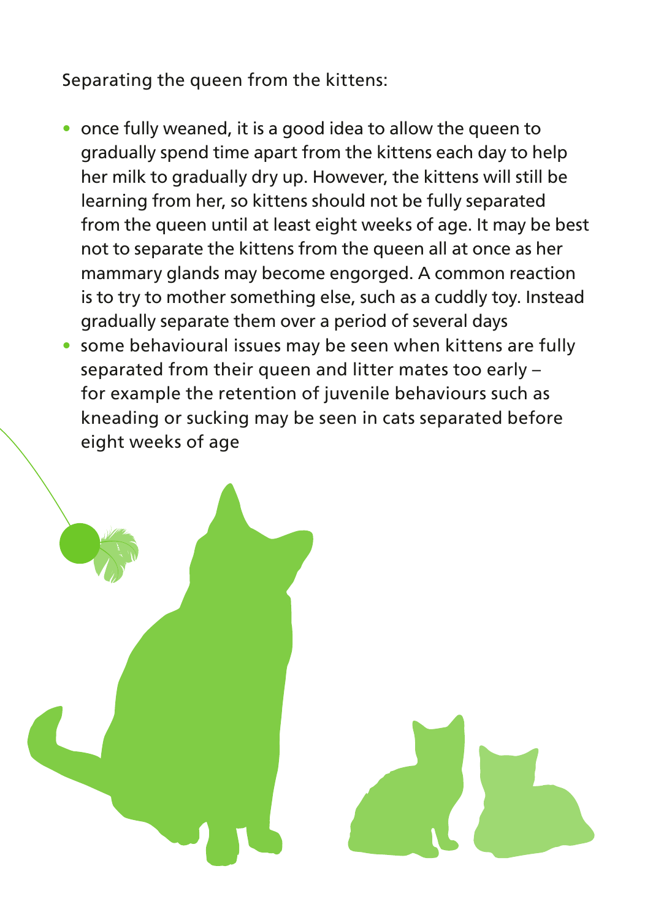Separating the queen from the kittens:

- once fully weaned, it is a good idea to allow the queen to gradually spend time apart from the kittens each day to help her milk to gradually dry up. However, the kittens will still be learning from her, so kittens should not be fully separated from the queen until at least eight weeks of age. It may be best not to separate the kittens from the queen all at once as her mammary glands may become engorged. A common reaction is to try to mother something else, such as a cuddly toy. Instead gradually separate them over a period of several days
- some behavioural issues may be seen when kittens are fully separated from their queen and litter mates too early – for example the retention of juvenile behaviours such as kneading or sucking may be seen in cats separated before eight weeks of age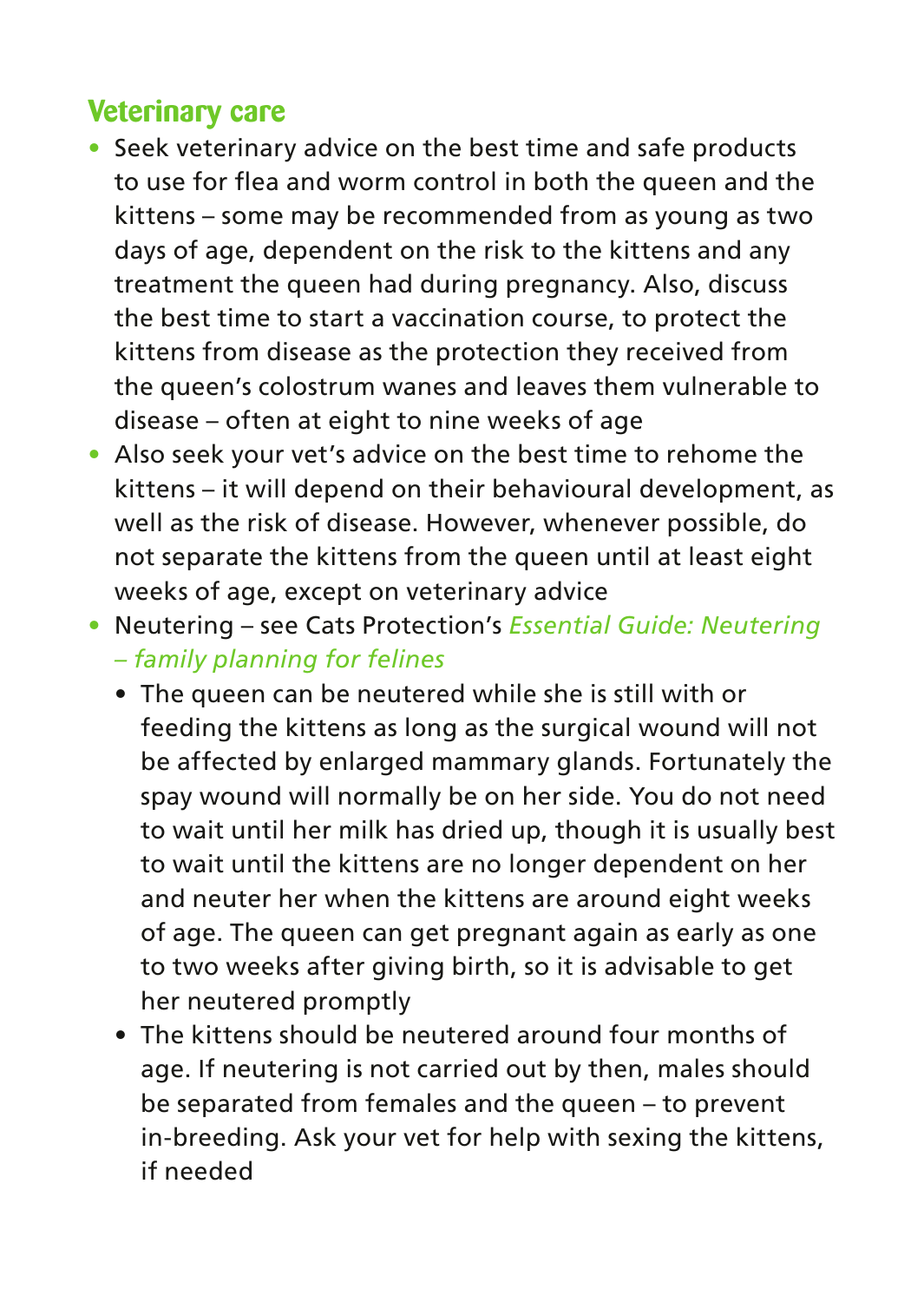## Veterinary care

- Seek veterinary advice on the best time and safe products to use for flea and worm control in both the queen and the kittens – some may be recommended from as young as two days of age, dependent on the risk to the kittens and any treatment the queen had during pregnancy. Also, discuss the best time to start a vaccination course, to protect the kittens from disease as the protection they received from the queen's colostrum wanes and leaves them vulnerable to disease – often at eight to nine weeks of age
- Also seek your vet's advice on the best time to rehome the kittens – it will depend on their behavioural development, as well as the risk of disease. However, whenever possible, do not separate the kittens from the queen until at least eight weeks of age, except on veterinary advice
- Neutering – see Cats Protection's *Essential Guide: Neutering – family planning for felines*
  - The queen can be neutered while she is still with or feeding the kittens as long as the surgical wound will not be affected by enlarged mammary glands. Fortunately the spay wound will normally be on her side. You do not need to wait until her milk has dried up, though it is usually best to wait until the kittens are no longer dependent on her and neuter her when the kittens are around eight weeks of age. The queen can get pregnant again as early as one to two weeks after giving birth, so it is advisable to get her neutered promptly
  - The kittens should be neutered around four months of age. If neutering is not carried out by then, males should be separated from females and the queen – to prevent in-breeding. Ask your vet for help with sexing the kittens, if needed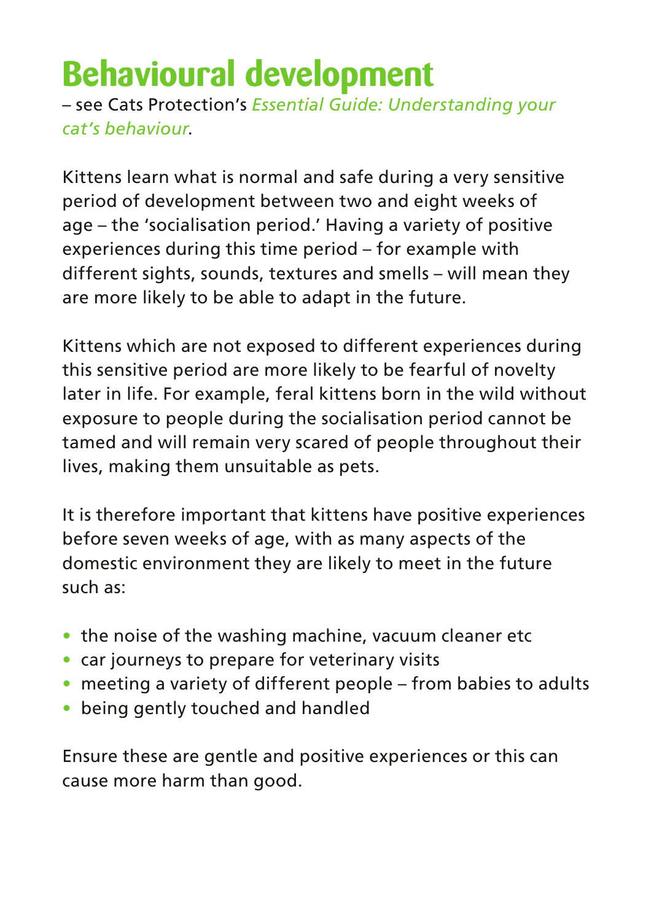# Behavioural development

– see Cats Protection's *Essential Guide: Understanding your cat's behaviour*.

Kittens learn what is normal and safe during a very sensitive period of development between two and eight weeks of age – the 'socialisation period.' Having a variety of positive experiences during this time period – for example with different sights, sounds, textures and smells – will mean they are more likely to be able to adapt in the future.

Kittens which are not exposed to different experiences during this sensitive period are more likely to be fearful of novelty later in life. For example, feral kittens born in the wild without exposure to people during the socialisation period cannot be tamed and will remain very scared of people throughout their lives, making them unsuitable as pets.

It is therefore important that kittens have positive experiences before seven weeks of age, with as many aspects of the domestic environment they are likely to meet in the future such as:

- the noise of the washing machine, vacuum cleaner etc
- car journeys to prepare for veterinary visits
- meeting a variety of different people – from babies to adults
- being gently touched and handled

Ensure these are gentle and positive experiences or this can cause more harm than good.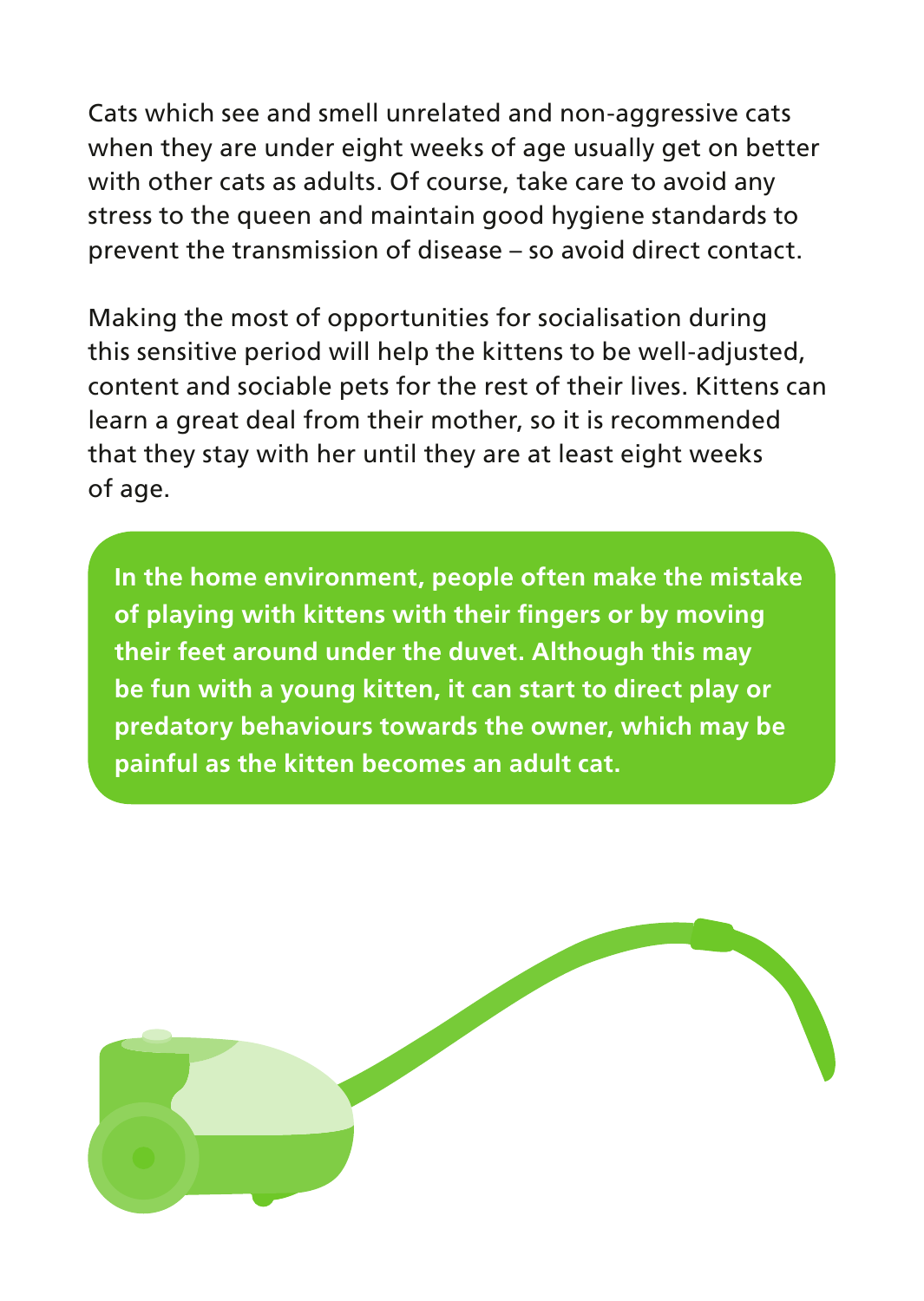Cats which see and smell unrelated and non-aggressive cats when they are under eight weeks of age usually get on better with other cats as adults. Of course, take care to avoid any stress to the queen and maintain good hygiene standards to prevent the transmission of disease – so avoid direct contact.

Making the most of opportunities for socialisation during this sensitive period will help the kittens to be well-adjusted, content and sociable pets for the rest of their lives. Kittens can learn a great deal from their mother, so it is recommended that they stay with her until they are at least eight weeks of age.

**In the home environment, people often make the mistake of playing with kittens with their fingers or by moving their feet around under the duvet. Although this may be fun with a young kitten, it can start to direct play or predatory behaviours towards the owner, which may be painful as the kitten becomes an adult cat.**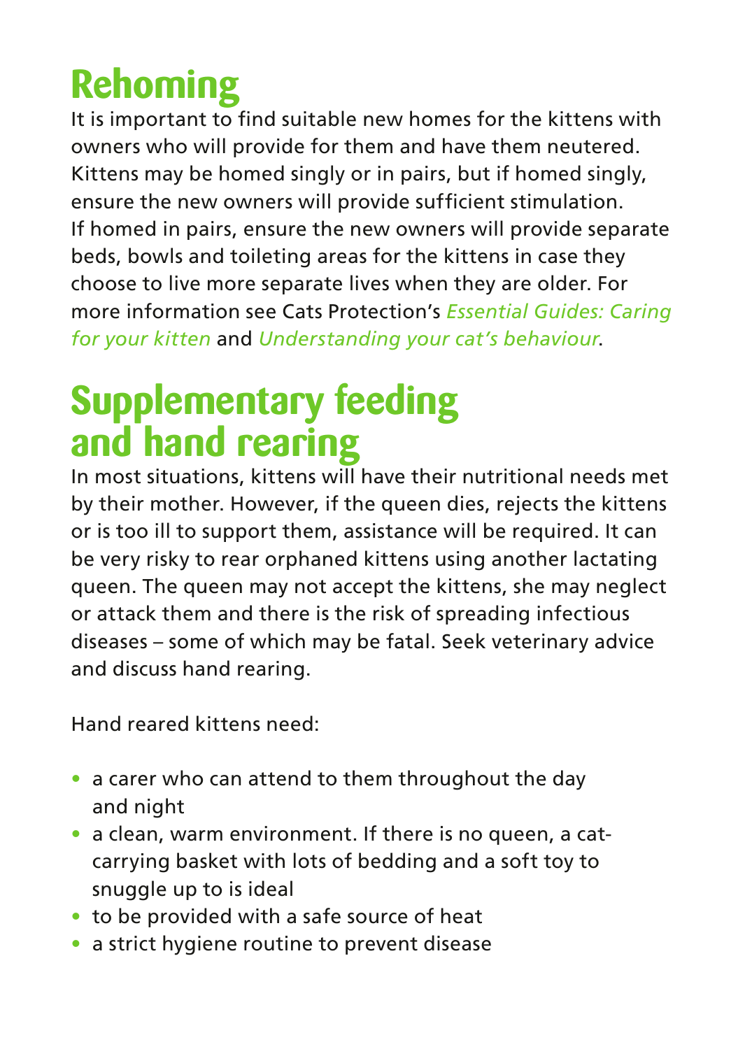## Rehoming

It is important to find suitable new homes for the kittens with owners who will provide for them and have them neutered. Kittens may be homed singly or in pairs, but if homed singly, ensure the new owners will provide sufficient stimulation. If homed in pairs, ensure the new owners will provide separate beds, bowls and toileting areas for the kittens in case they choose to live more separate lives when they are older. For more information see Cats Protection's *Essential Guides: Caring for your kitten* and *Understanding your cat's behaviour*.

## Supplementary feeding and hand rearing

In most situations, kittens will have their nutritional needs met by their mother. However, if the queen dies, rejects the kittens or is too ill to support them, assistance will be required. It can be very risky to rear orphaned kittens using another lactating queen. The queen may not accept the kittens, she may neglect or attack them and there is the risk of spreading infectious diseases – some of which may be fatal. Seek veterinary advice and discuss hand rearing.

Hand reared kittens need:

- a carer who can attend to them throughout the day and night
- a clean, warm environment. If there is no queen, a cat-carrying basket with lots of bedding and a soft toy to snuggle up to is ideal
- to be provided with a safe source of heat
- a strict hygiene routine to prevent disease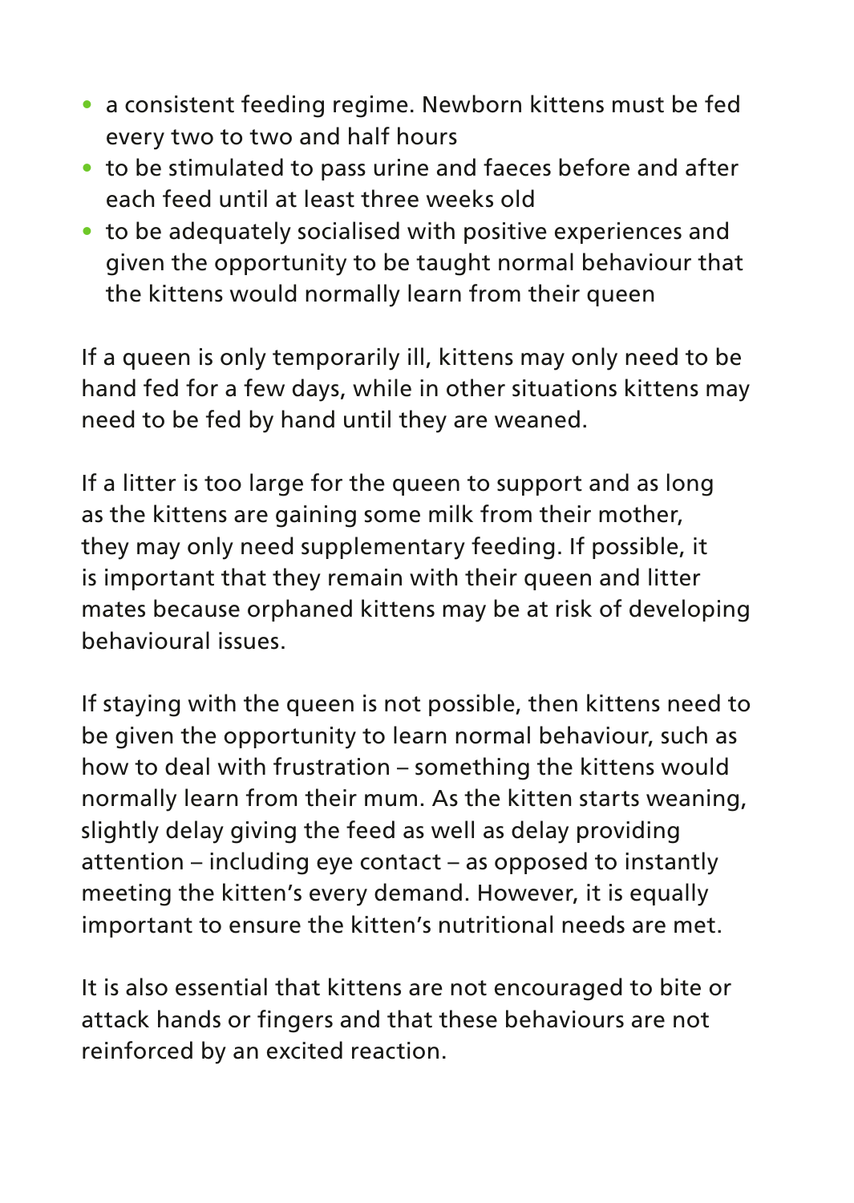- a consistent feeding regime. Newborn kittens must be fed every two to two and half hours
- to be stimulated to pass urine and faeces before and after each feed until at least three weeks old
- to be adequately socialised with positive experiences and given the opportunity to be taught normal behaviour that the kittens would normally learn from their queen

If a queen is only temporarily ill, kittens may only need to be hand fed for a few days, while in other situations kittens may need to be fed by hand until they are weaned.

If a litter is too large for the queen to support and as long as the kittens are gaining some milk from their mother, they may only need supplementary feeding. If possible, it is important that they remain with their queen and litter mates because orphaned kittens may be at risk of developing behavioural issues.

If staying with the queen is not possible, then kittens need to be given the opportunity to learn normal behaviour, such as how to deal with frustration – something the kittens would normally learn from their mum. As the kitten starts weaning, slightly delay giving the feed as well as delay providing attention – including eye contact – as opposed to instantly meeting the kitten's every demand. However, it is equally important to ensure the kitten's nutritional needs are met.

It is also essential that kittens are not encouraged to bite or attack hands or fingers and that these behaviours are not reinforced by an excited reaction.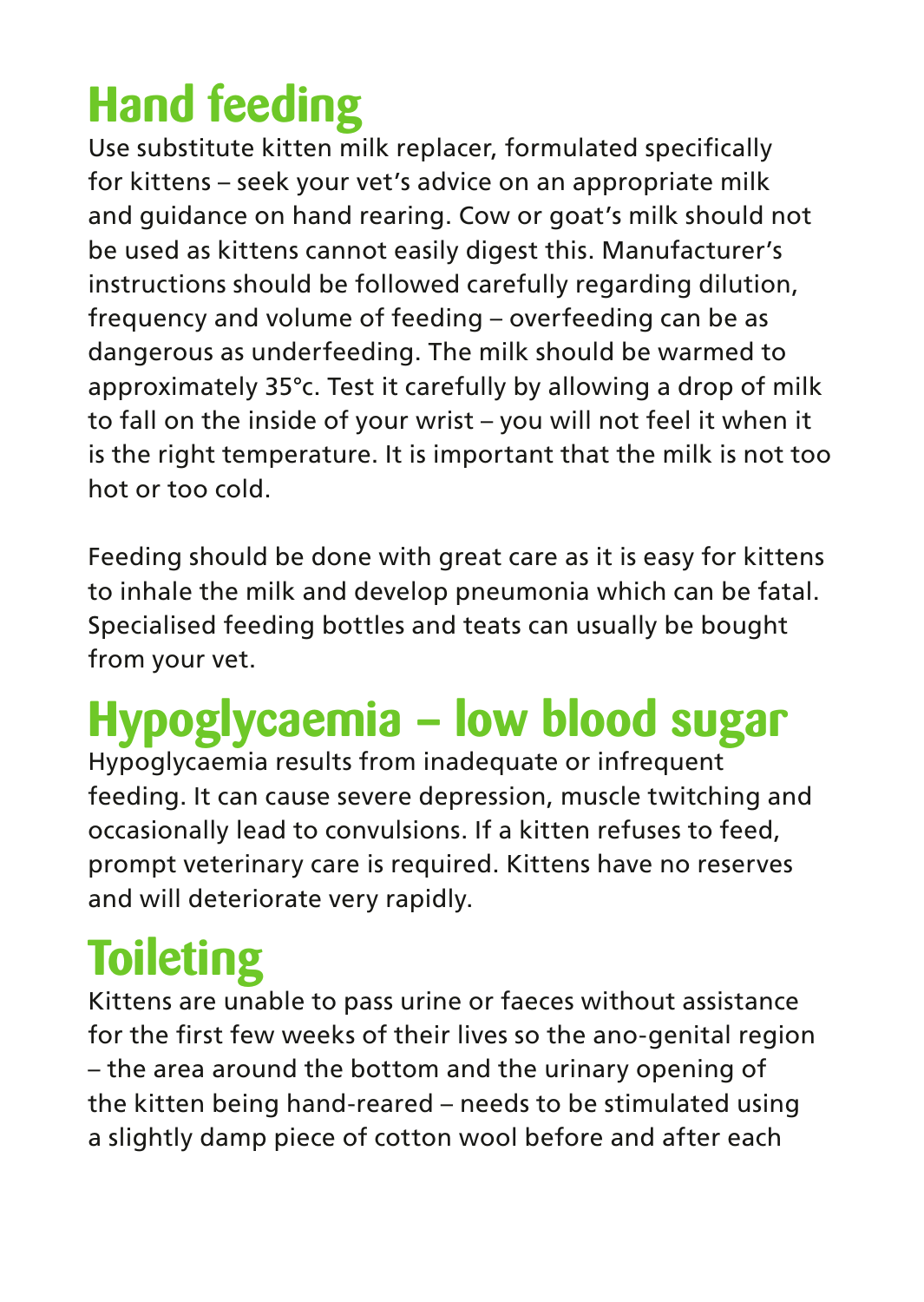## Hand feeding

Use substitute kitten milk replacer, formulated specifically for kittens – seek your vet's advice on an appropriate milk and guidance on hand rearing. Cow or goat's milk should not be used as kittens cannot easily digest this. Manufacturer's instructions should be followed carefully regarding dilution, frequency and volume of feeding – overfeeding can be as dangerous as underfeeding. The milk should be warmed to approximately 35°c. Test it carefully by allowing a drop of milk to fall on the inside of your wrist – you will not feel it when it is the right temperature. It is important that the milk is not too hot or too cold.

Feeding should be done with great care as it is easy for kittens to inhale the milk and develop pneumonia which can be fatal. Specialised feeding bottles and teats can usually be bought from your vet.

## Hypoglycaemia – low blood sugar

Hypoglycaemia results from inadequate or infrequent feeding. It can cause severe depression, muscle twitching and occasionally lead to convulsions. If a kitten refuses to feed, prompt veterinary care is required. Kittens have no reserves and will deteriorate very rapidly.

## Toileting

Kittens are unable to pass urine or faeces without assistance for the first few weeks of their lives so the ano-genital region – the area around the bottom and the urinary opening of the kitten being hand-reared – needs to be stimulated using a slightly damp piece of cotton wool before and after each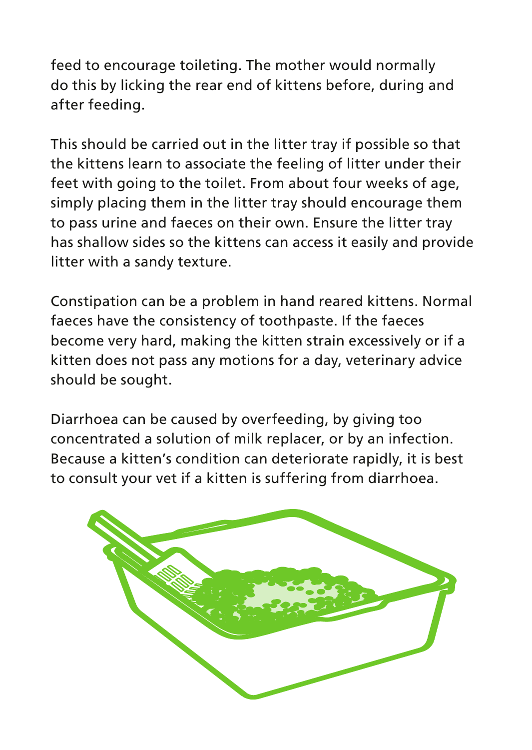feed to encourage toileting. The mother would normally do this by licking the rear end of kittens before, during and after feeding.

This should be carried out in the litter tray if possible so that the kittens learn to associate the feeling of litter under their feet with going to the toilet. From about four weeks of age, simply placing them in the litter tray should encourage them to pass urine and faeces on their own. Ensure the litter tray has shallow sides so the kittens can access it easily and provide litter with a sandy texture.

Constipation can be a problem in hand reared kittens. Normal faeces have the consistency of toothpaste. If the faeces become very hard, making the kitten strain excessively or if a kitten does not pass any motions for a day, veterinary advice should be sought.

Diarrhoea can be caused by overfeeding, by giving too concentrated a solution of milk replacer, or by an infection. Because a kitten's condition can deteriorate rapidly, it is best to consult your vet if a kitten is suffering from diarrhoea.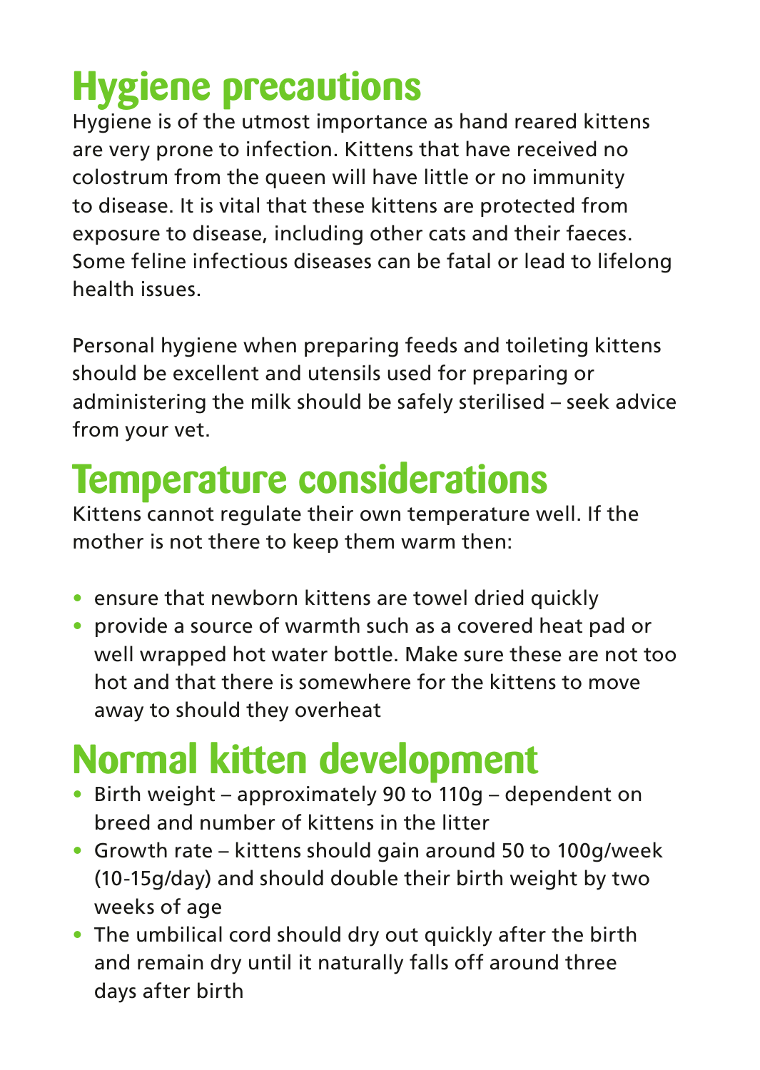# Hygiene precautions

Hygiene is of the utmost importance as hand reared kittens are very prone to infection. Kittens that have received no colostrum from the queen will have little or no immunity to disease. It is vital that these kittens are protected from exposure to disease, including other cats and their faeces. Some feline infectious diseases can be fatal or lead to lifelong health issues.

Personal hygiene when preparing feeds and toileting kittens should be excellent and utensils used for preparing or administering the milk should be safely sterilised – seek advice from your vet.

# Temperature considerations

Kittens cannot regulate their own temperature well. If the mother is not there to keep them warm then:

- ensure that newborn kittens are towel dried quickly
- provide a source of warmth such as a covered heat pad or well wrapped hot water bottle. Make sure these are not too hot and that there is somewhere for the kittens to move away to should they overheat

# Normal kitten development

- Birth weight – approximately 90 to 110g – dependent on breed and number of kittens in the litter
- Growth rate – kittens should gain around 50 to 100g/week (10-15g/day) and should double their birth weight by two weeks of age
- The umbilical cord should dry out quickly after the birth and remain dry until it naturally falls off around three days after birth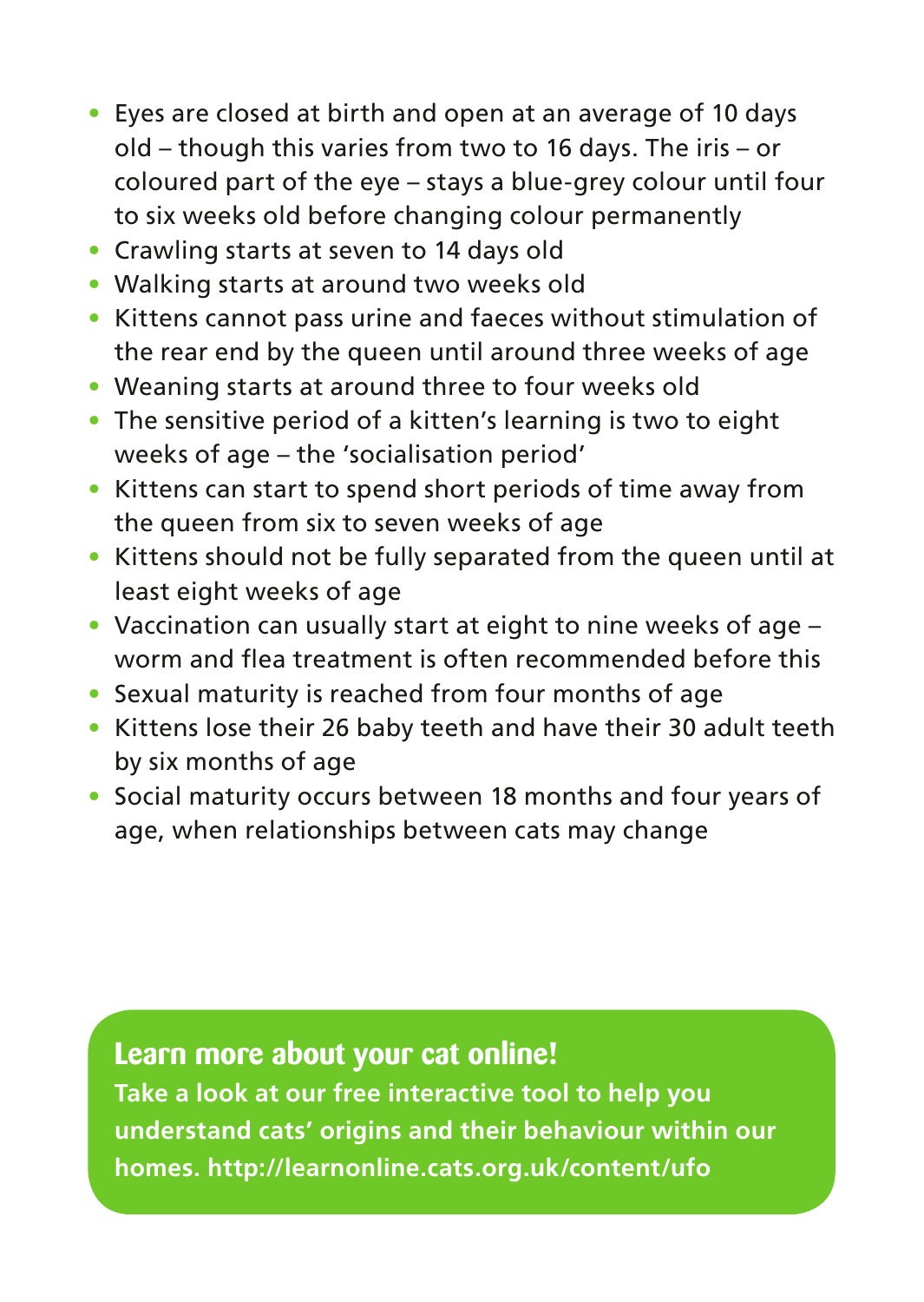- Eyes are closed at birth and open at an average of 10 days old – though this varies from two to 16 days. The iris – or coloured part of the eye – stays a blue-grey colour until four to six weeks old before changing colour permanently
- Crawling starts at seven to 14 days old
- Walking starts at around two weeks old
- Kittens cannot pass urine and faeces without stimulation of the rear end by the queen until around three weeks of age
- Weaning starts at around three to four weeks old
- The sensitive period of a kitten's learning is two to eight weeks of age – the 'socialisation period'
- Kittens can start to spend short periods of time away from the queen from six to seven weeks of age
- Kittens should not be fully separated from the queen until at least eight weeks of age
- Vaccination can usually start at eight to nine weeks of age – worm and flea treatment is often recommended before this
- Sexual maturity is reached from four months of age
- Kittens lose their 26 baby teeth and have their 30 adult teeth by six months of age
- Social maturity occurs between 18 months and four years of age, when relationships between cats may change

## Learn more about your cat online!

**Take a look at our free interactive tool to help you understand cats' origins and their behaviour within our homes. http://learnonline.cats.org.uk/content/ufo**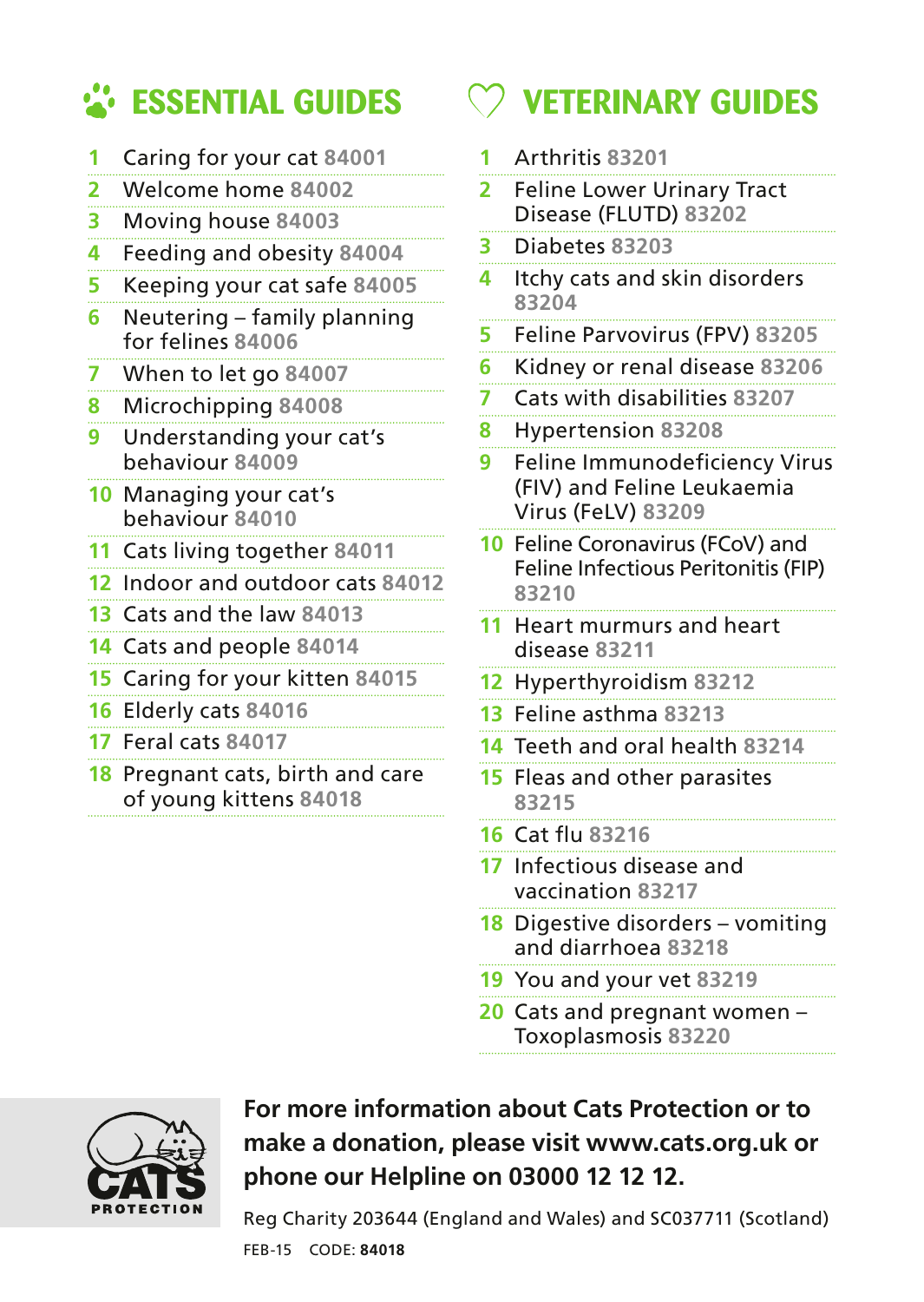## ESSENTIAL GUIDES

1. Caring for your cat 84001
2. Welcome home 84002
3. Moving house 84003
4. Feeding and obesity 84004
5. Keeping your cat safe 84005
6. Neutering – family planning for felines 84006
7. When to let go 84007
8. Microchipping 84008
9. Understanding your cat's behaviour 84009
10. Managing your cat's behaviour 84010
11. Cats living together 84011
12. Indoor and outdoor cats 84012
13. Cats and the law 84013
14. Cats and people 84014
15. Caring for your kitten 84015
16. Elderly cats 84016
17. Feral cats 84017
18. Pregnant cats, birth and care of young kittens 84018

## VETERINARY GUIDES

1. Arthritis 83201
2. Feline Lower Urinary Tract Disease (FLUTD) 83202
3. Diabetes 83203
4. Itchy cats and skin disorders 83204
5. Feline Parvovirus (FPV) 83205
6. Kidney or renal disease 83206
7. Cats with disabilities 83207
8. Hypertension 83208
9. Feline Immunodeficiency Virus (FIV) and Feline Leukaemia Virus (FeLV) 83209
10. Feline Coronavirus (FCoV) and Feline Infectious Peritonitis (FIP) 83210
11. Heart murmurs and heart disease 83211
12. Hyperthyroidism 83212
13. Feline asthma 83213
14. Teeth and oral health 83214
15. Fleas and other parasites 83215
16. Cat flu 83216
17. Infectious disease and vaccination 83217
18. Digestive disorders – vomiting and diarrhoea 83218
19. You and your vet 83219
20. Cats and pregnant women – Toxoplasmosis 83220

CATS PROTECTION

**For more information about Cats Protection or to make a donation, please visit www.cats.org.uk or phone our Helpline on 03000 12 12 12.**

Reg Charity 203644 (England and Wales) and SC037711 (Scotland)

FEB-15 CODE: **84018**